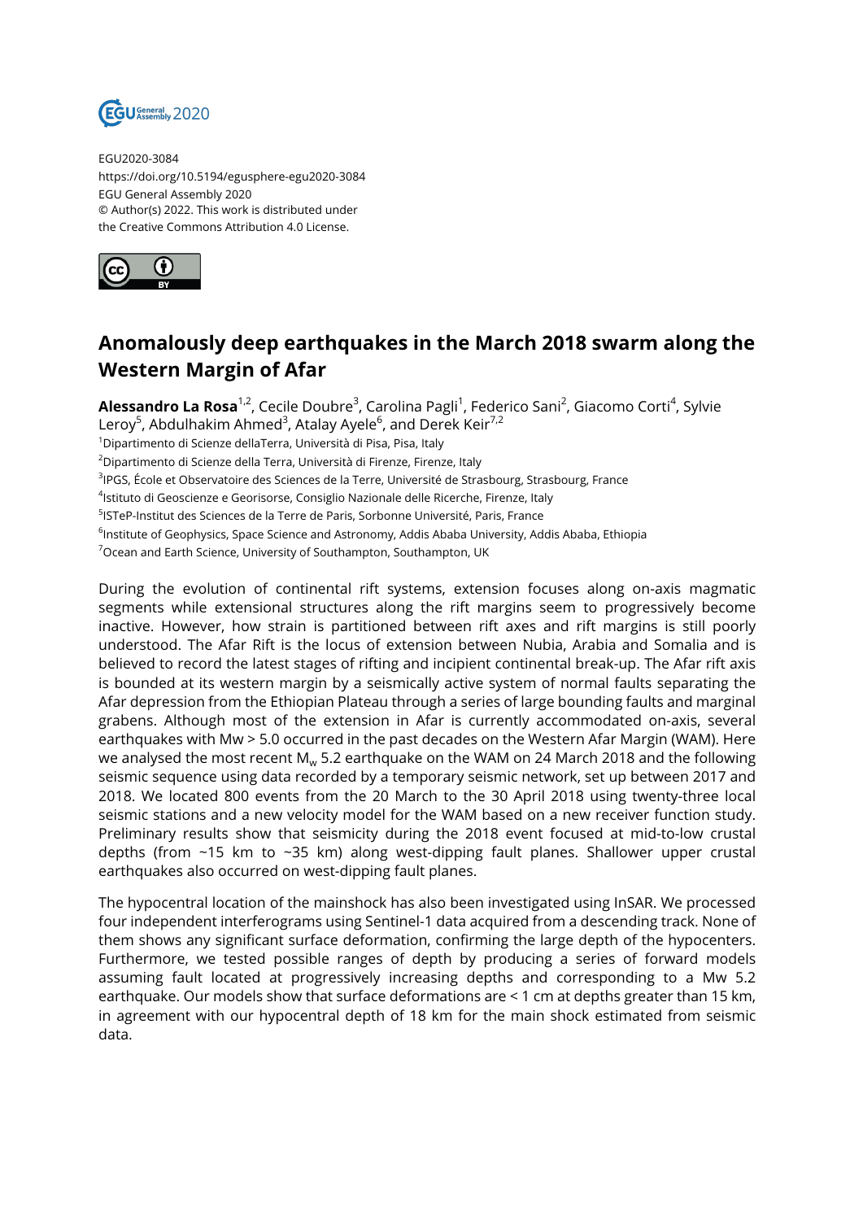EGU2020-3084
https://doi.org/10.5194/egusphere-egu2020-3084
EGU General Assembly 2020
© Author(s) 2022. This work is distributed under
the Creative Commons Attribution 4.0 License.

# Anomalously deep earthquakes in the March 2018 swarm along the Western Margin of Afar

**Alessandro La Rosa**[1,2], Cecile Doubre[3], Carolina Pagli[1], Federico Sani[2], Giacomo Corti[4], Sylvie Leroy[5], Abdulhakim Ahmed[3], Atalay Ayele[6], and Derek Keir[7,2]

[1]Dipartimento di Scienze dellaTerra, Università di Pisa, Pisa, Italy
[2]Dipartimento di Scienze della Terra, Università di Firenze, Firenze, Italy
[3]IPGS, École et Observatoire des Sciences de la Terre, Université de Strasbourg, Strasbourg, France
[4]Istituto di Geoscienze e Georisorse, Consiglio Nazionale delle Ricerche, Firenze, Italy
[5]ISTeP-Institut des Sciences de la Terre de Paris, Sorbonne Université, Paris, France
[6]Institute of Geophysics, Space Science and Astronomy, Addis Ababa University, Addis Ababa, Ethiopia
[7]Ocean and Earth Science, University of Southampton, Southampton, UK

During the evolution of continental rift systems, extension focuses along on-axis magmatic segments while extensional structures along the rift margins seem to progressively become inactive. However, how strain is partitioned between rift axes and rift margins is still poorly understood. The Afar Rift is the locus of extension between Nubia, Arabia and Somalia and is believed to record the latest stages of rifting and incipient continental break-up. The Afar rift axis is bounded at its western margin by a seismically active system of normal faults separating the Afar depression from the Ethiopian Plateau through a series of large bounding faults and marginal grabens. Although most of the extension in Afar is currently accommodated on-axis, several earthquakes with Mw > 5.0 occurred in the past decades on the Western Afar Margin (WAM). Here we analysed the most recent $M_w$ 5.2 earthquake on the WAM on 24 March 2018 and the following seismic sequence using data recorded by a temporary seismic network, set up between 2017 and 2018. We located 800 events from the 20 March to the 30 April 2018 using twenty-three local seismic stations and a new velocity model for the WAM based on a new receiver function study. Preliminary results show that seismicity during the 2018 event focused at mid-to-low crustal depths (from ~15 km to ~35 km) along west-dipping fault planes. Shallower upper crustal earthquakes also occurred on west-dipping fault planes.

The hypocentral location of the mainshock has also been investigated using InSAR. We processed four independent interferograms using Sentinel-1 data acquired from a descending track. None of them shows any significant surface deformation, confirming the large depth of the hypocenters. Furthermore, we tested possible ranges of depth by producing a series of forward models assuming fault located at progressively increasing depths and corresponding to a Mw 5.2 earthquake. Our models show that surface deformations are < 1 cm at depths greater than 15 km, in agreement with our hypocentral depth of 18 km for the main shock estimated from seismic data.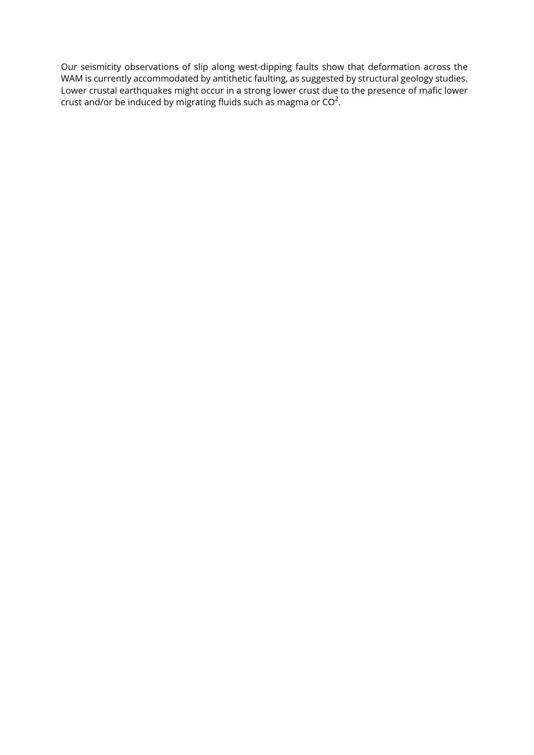Our seismicity observations of slip along west-dipping faults show that deformation across the WAM is currently accommodated by antithetic faulting, as suggested by structural geology studies. Lower crustal earthquakes might occur in a strong lower crust due to the presence of mafic lower crust and/or be induced by migrating fluids such as magma or $CO^2$.